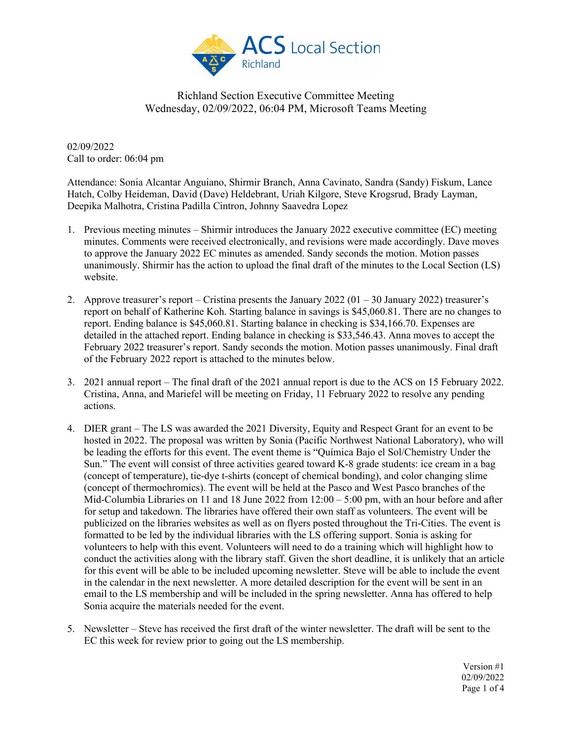Richland Section Executive Committee Meeting
Wednesday, 02/09/2022, 06:04 PM, Microsoft Teams Meeting

02/09/2022
Call to order: 06:04 pm

Attendance: Sonia Alcantar Anguiano, Shirmir Branch, Anna Cavinato, Sandra (Sandy) Fiskum, Lance Hatch, Colby Heideman, David (Dave) Heldebrant, Uriah Kilgore, Steve Krogsrud, Brady Layman, Deepika Malhotra, Cristina Padilla Cintron, Johnny Saavedra Lopez

1. Previous meeting minutes – Shirmir introduces the January 2022 executive committee (EC) meeting minutes. Comments were received electronically, and revisions were made accordingly. Dave moves to approve the January 2022 EC minutes as amended. Sandy seconds the motion. Motion passes unanimously. Shirmir has the action to upload the final draft of the minutes to the Local Section (LS) website.

2. Approve treasurer's report – Cristina presents the January 2022 (01 – 30 January 2022) treasurer's report on behalf of Katherine Koh. Starting balance in savings is $45,060.81. There are no changes to report. Ending balance is $45,060.81. Starting balance in checking is $34,166.70. Expenses are detailed in the attached report. Ending balance in checking is $33,546.43. Anna moves to accept the February 2022 treasurer's report. Sandy seconds the motion. Motion passes unanimously. Final draft of the February 2022 report is attached to the minutes below.

3. 2021 annual report – The final draft of the 2021 annual report is due to the ACS on 15 February 2022. Cristina, Anna, and Mariefel will be meeting on Friday, 11 February 2022 to resolve any pending actions.

4. DIER grant – The LS was awarded the 2021 Diversity, Equity and Respect Grant for an event to be hosted in 2022. The proposal was written by Sonia (Pacific Northwest National Laboratory), who will be leading the efforts for this event. The event theme is "Química Bajo el Sol/Chemistry Under the Sun." The event will consist of three activities geared toward K-8 grade students: ice cream in a bag (concept of temperature), tie-dye t-shirts (concept of chemical bonding), and color changing slime (concept of thermochromics). The event will be held at the Pasco and West Pasco branches of the Mid-Columbia Libraries on 11 and 18 June 2022 from 12:00 – 5:00 pm, with an hour before and after for setup and takedown. The libraries have offered their own staff as volunteers. The event will be publicized on the libraries websites as well as on flyers posted throughout the Tri-Cities. The event is formatted to be led by the individual libraries with the LS offering support. Sonia is asking for volunteers to help with this event. Volunteers will need to do a training which will highlight how to conduct the activities along with the library staff. Given the short deadline, it is unlikely that an article for this event will be able to be included upcoming newsletter. Steve will be able to include the event in the calendar in the next newsletter. A more detailed description for the event will be sent in an email to the LS membership and will be included in the spring newsletter. Anna has offered to help Sonia acquire the materials needed for the event.

5. Newsletter – Steve has received the first draft of the winter newsletter. The draft will be sent to the EC this week for review prior to going out the LS membership.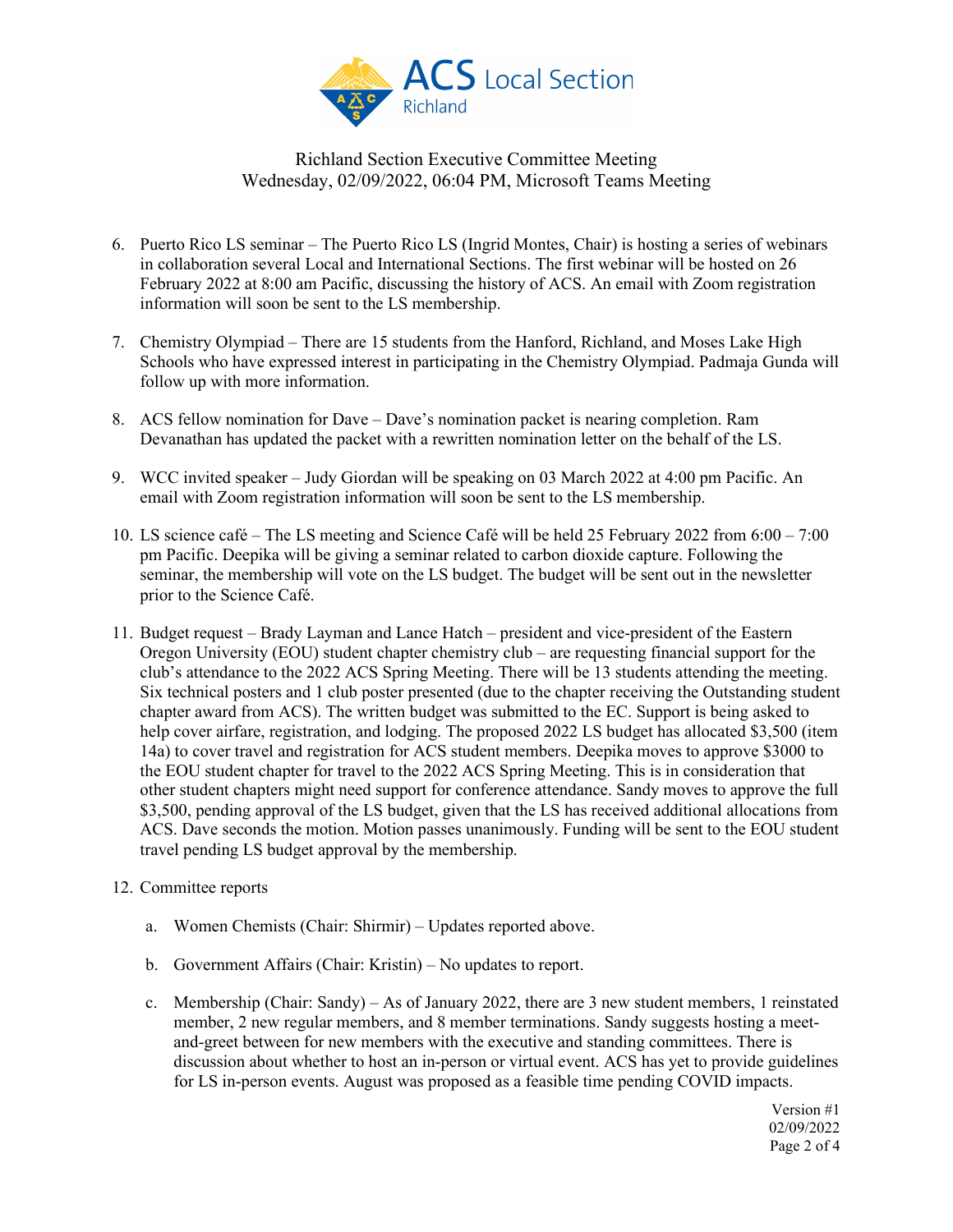Richland Section Executive Committee Meeting
Wednesday, 02/09/2022, 06:04 PM, Microsoft Teams Meeting

6. Puerto Rico LS seminar – The Puerto Rico LS (Ingrid Montes, Chair) is hosting a series of webinars in collaboration several Local and International Sections. The first webinar will be hosted on 26 February 2022 at 8:00 am Pacific, discussing the history of ACS. An email with Zoom registration information will soon be sent to the LS membership.

7. Chemistry Olympiad – There are 15 students from the Hanford, Richland, and Moses Lake High Schools who have expressed interest in participating in the Chemistry Olympiad. Padmaja Gunda will follow up with more information.

8. ACS fellow nomination for Dave – Dave's nomination packet is nearing completion. Ram Devanathan has updated the packet with a rewritten nomination letter on the behalf of the LS.

9. WCC invited speaker – Judy Giordan will be speaking on 03 March 2022 at 4:00 pm Pacific. An email with Zoom registration information will soon be sent to the LS membership.

10. LS science café – The LS meeting and Science Café will be held 25 February 2022 from 6:00 – 7:00 pm Pacific. Deepika will be giving a seminar related to carbon dioxide capture. Following the seminar, the membership will vote on the LS budget. The budget will be sent out in the newsletter prior to the Science Café.

11. Budget request – Brady Layman and Lance Hatch – president and vice-president of the Eastern Oregon University (EOU) student chapter chemistry club – are requesting financial support for the club's attendance to the 2022 ACS Spring Meeting. There will be 13 students attending the meeting. Six technical posters and 1 club poster presented (due to the chapter receiving the Outstanding student chapter award from ACS). The written budget was submitted to the EC. Support is being asked to help cover airfare, registration, and lodging. The proposed 2022 LS budget has allocated $3,500 (item 14a) to cover travel and registration for ACS student members. Deepika moves to approve $3000 to the EOU student chapter for travel to the 2022 ACS Spring Meeting. This is in consideration that other student chapters might need support for conference attendance. Sandy moves to approve the full $3,500, pending approval of the LS budget, given that the LS has received additional allocations from ACS. Dave seconds the motion. Motion passes unanimously. Funding will be sent to the EOU student travel pending LS budget approval by the membership.

12. Committee reports

    a. Women Chemists (Chair: Shirmir) – Updates reported above.

    b. Government Affairs (Chair: Kristin) – No updates to report.

    c. Membership (Chair: Sandy) – As of January 2022, there are 3 new student members, 1 reinstated member, 2 new regular members, and 8 member terminations. Sandy suggests hosting a meet-and-greet between for new members with the executive and standing committees. There is discussion about whether to host an in-person or virtual event. ACS has yet to provide guidelines for LS in-person events. August was proposed as a feasible time pending COVID impacts.

Version #1
02/09/2022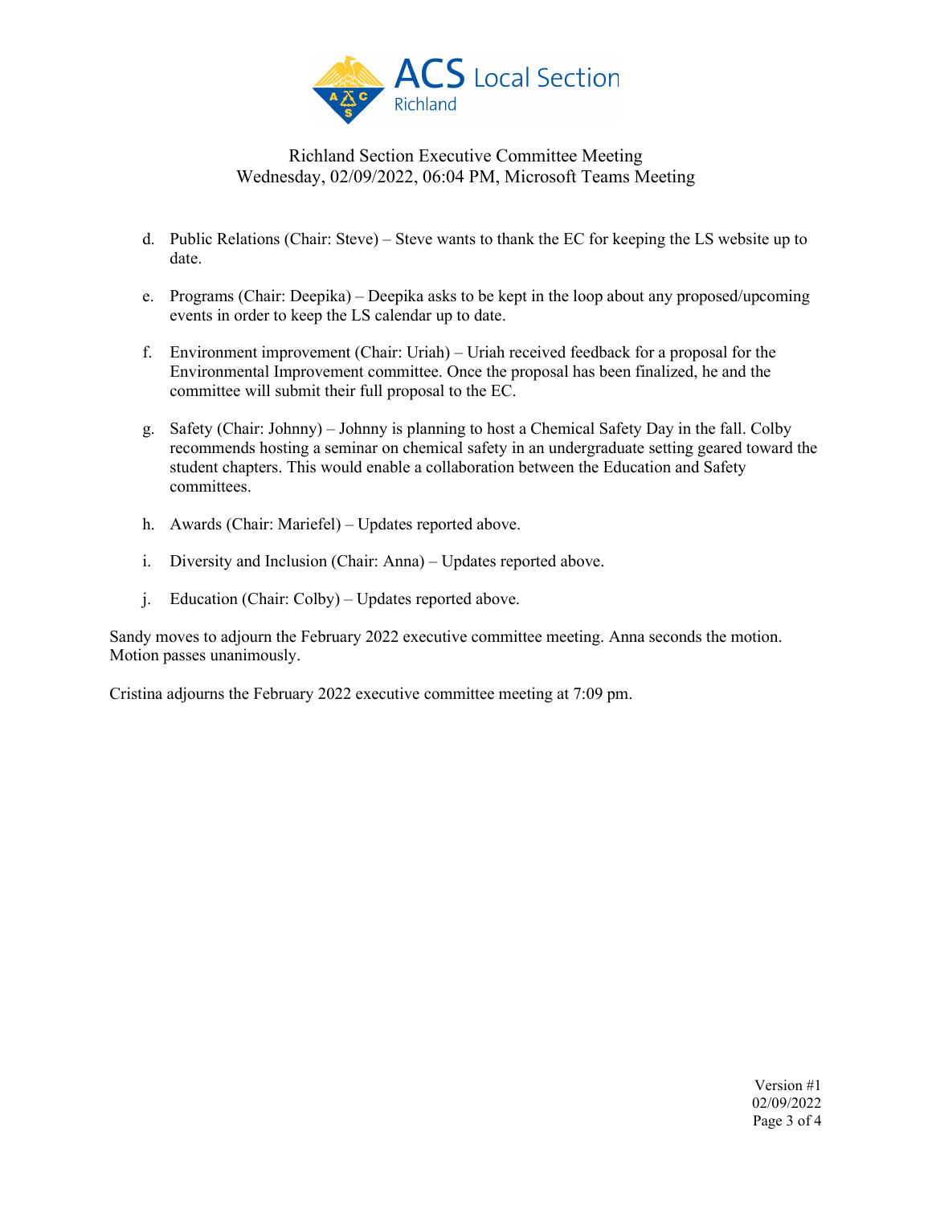Richland Section Executive Committee Meeting
Wednesday, 02/09/2022, 06:04 PM, Microsoft Teams Meeting

d. Public Relations (Chair: Steve) – Steve wants to thank the EC for keeping the LS website up to date.

e. Programs (Chair: Deepika) – Deepika asks to be kept in the loop about any proposed/upcoming events in order to keep the LS calendar up to date.

f. Environment improvement (Chair: Uriah) – Uriah received feedback for a proposal for the Environmental Improvement committee. Once the proposal has been finalized, he and the committee will submit their full proposal to the EC.

g. Safety (Chair: Johnny) – Johnny is planning to host a Chemical Safety Day in the fall. Colby recommends hosting a seminar on chemical safety in an undergraduate setting geared toward the student chapters. This would enable a collaboration between the Education and Safety committees.

h. Awards (Chair: Mariefel) – Updates reported above.

i. Diversity and Inclusion (Chair: Anna) – Updates reported above.

j. Education (Chair: Colby) – Updates reported above.

Sandy moves to adjourn the February 2022 executive committee meeting. Anna seconds the motion. Motion passes unanimously.

Cristina adjourns the February 2022 executive committee meeting at 7:09 pm.

Version #1
02/09/2022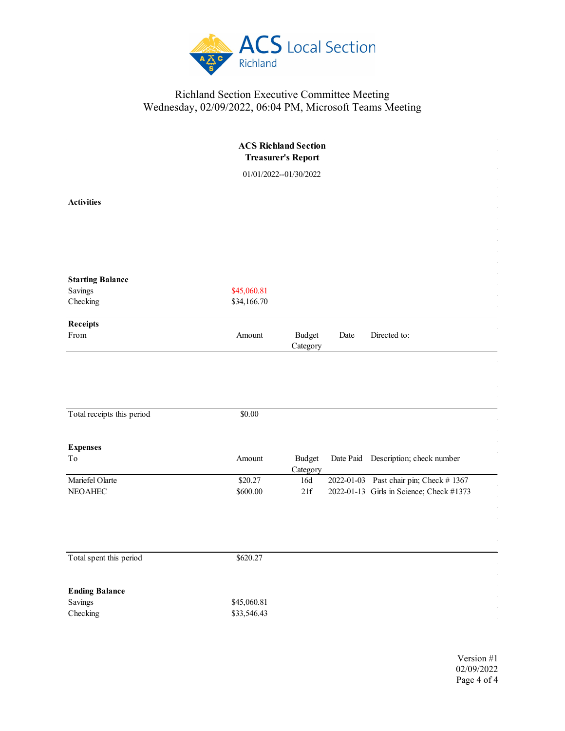ACS Local Section
Richland

Richland Section Executive Committee Meeting
Wednesday, 02/09/2022, 06:04 PM, Microsoft Teams Meeting

**ACS Richland Section**
**Treasurer's Report**

01/01/2022--01/30/2022

**Activities**

**Starting Balance**

| | |
|---|---|
| Savings | $45,060.81 |
| Checking | $34,166.70 |

**Receipts**

| From | Amount | Budget Category | Date | Directed to: |
|---|---|---|---|---|
| Total receipts this period | $0.00 | | | |

**Expenses**

| To | Amount | Budget Category | Date Paid | Description; check number |
|---|---|---|---|---|
| Mariefel Olarte | $20.27 | 16d | 2022-01-03 | Past chair pin; Check # 1367 |
| NEOAHEC | $600.00 | 21f | 2022-01-13 | Girls in Science; Check #1373 |
| Total spent this period | $620.27 | | | |

**Ending Balance**

| | |
|---|---|
| Savings | $45,060.81 |
| Checking | $33,546.43 |

Version #1
02/09/2022